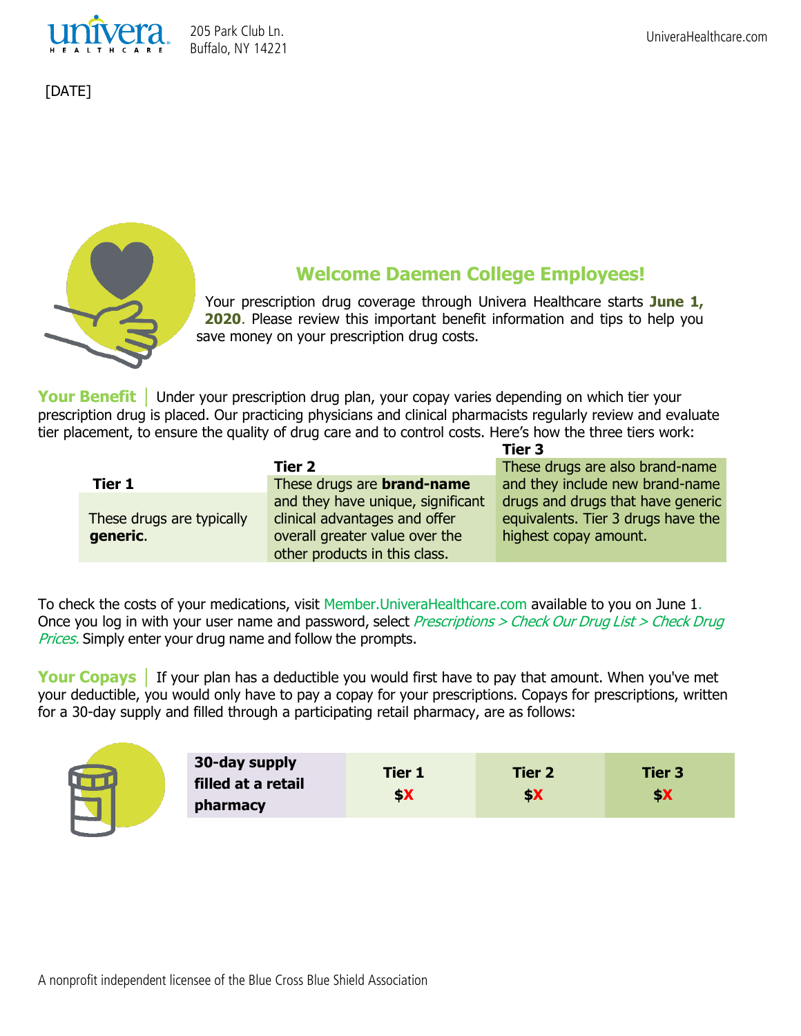205 Park Club Ln.
Buffalo, NY 14221

UniveraHealthcare.com

[DATE]

## Welcome Daemen College Employees!

Your prescription drug coverage through Univera Healthcare starts **June 1, 2020**. Please review this important benefit information and tips to help you save money on your prescription drug costs.

**Your Benefit** | Under your prescription drug plan, your copay varies depending on which tier your prescription drug is placed. Our practicing physicians and clinical pharmacists regularly review and evaluate tier placement, to ensure the quality of drug care and to control costs. Here's how the three tiers work:

| Tier 1 | Tier 2 | Tier 3 |
|---|---|---|
| These drugs are typically **generic**. | These drugs are **brand-name** and they have unique, significant clinical advantages and offer overall greater value over the other products in this class. | These drugs are also brand-name and they include new brand-name drugs and drugs that have generic equivalents. Tier 3 drugs have the highest copay amount. |

To check the costs of your medications, visit Member.UniveraHealthcare.com available to you on June 1. Once you log in with your user name and password, select *Prescriptions > Check Our Drug List > Check Drug Prices.* Simply enter your drug name and follow the prompts.

**Your Copays** | If your plan has a deductible you would first have to pay that amount. When you've met your deductible, you would only have to pay a copay for your prescriptions. Copays for prescriptions, written for a 30-day supply and filled through a participating retail pharmacy, are as follows:

| 30-day supply filled at a retail pharmacy | Tier 1 | Tier 2 | Tier 3 |
|---|---|---|---|
| | $X | $X | $X |

A nonprofit independent licensee of the Blue Cross Blue Shield Association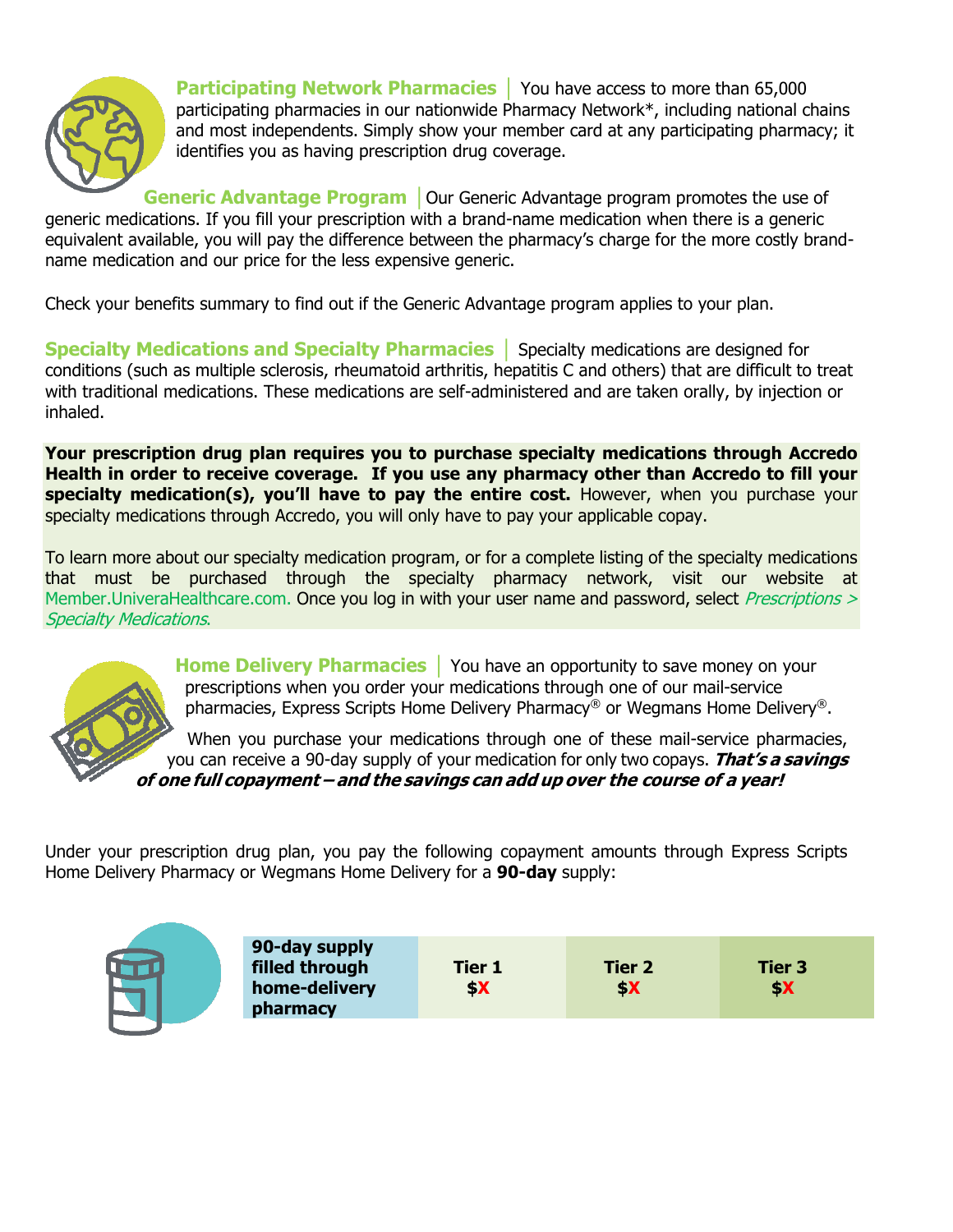**Participating Network Pharmacies** | You have access to more than 65,000 participating pharmacies in our nationwide Pharmacy Network*, including national chains and most independents. Simply show your member card at any participating pharmacy; it identifies you as having prescription drug coverage.

**Generic Advantage Program** | Our Generic Advantage program promotes the use of generic medications. If you fill your prescription with a brand-name medication when there is a generic equivalent available, you will pay the difference between the pharmacy's charge for the more costly brand-name medication and our price for the less expensive generic.

Check your benefits summary to find out if the Generic Advantage program applies to your plan.

**Specialty Medications and Specialty Pharmacies** | Specialty medications are designed for conditions (such as multiple sclerosis, rheumatoid arthritis, hepatitis C and others) that are difficult to treat with traditional medications. These medications are self-administered and are taken orally, by injection or inhaled.

**Your prescription drug plan requires you to purchase specialty medications through Accredo Health in order to receive coverage. If you use any pharmacy other than Accredo to fill your specialty medication(s), you'll have to pay the entire cost.** However, when you purchase your specialty medications through Accredo, you will only have to pay your applicable copay.

To learn more about our specialty medication program, or for a complete listing of the specialty medications that must be purchased through the specialty pharmacy network, visit our website at Member.UniveraHealthcare.com. Once you log in with your user name and password, select *Prescriptions > Specialty Medications*.

**Home Delivery Pharmacies** | You have an opportunity to save money on your prescriptions when you order your medications through one of our mail-service pharmacies, Express Scripts Home Delivery Pharmacy® or Wegmans Home Delivery®.

When you purchase your medications through one of these mail-service pharmacies, you can receive a 90-day supply of your medication for only two copays. ***That's a savings of one full copayment – and the savings can add up over the course of a year!***

Under your prescription drug plan, you pay the following copayment amounts through Express Scripts Home Delivery Pharmacy or Wegmans Home Delivery for a **90-day** supply:

| 90-day supply filled through home-delivery pharmacy | Tier 1 | Tier 2 | Tier 3 |
|---|---|---|---|
| | $X | $X | $X |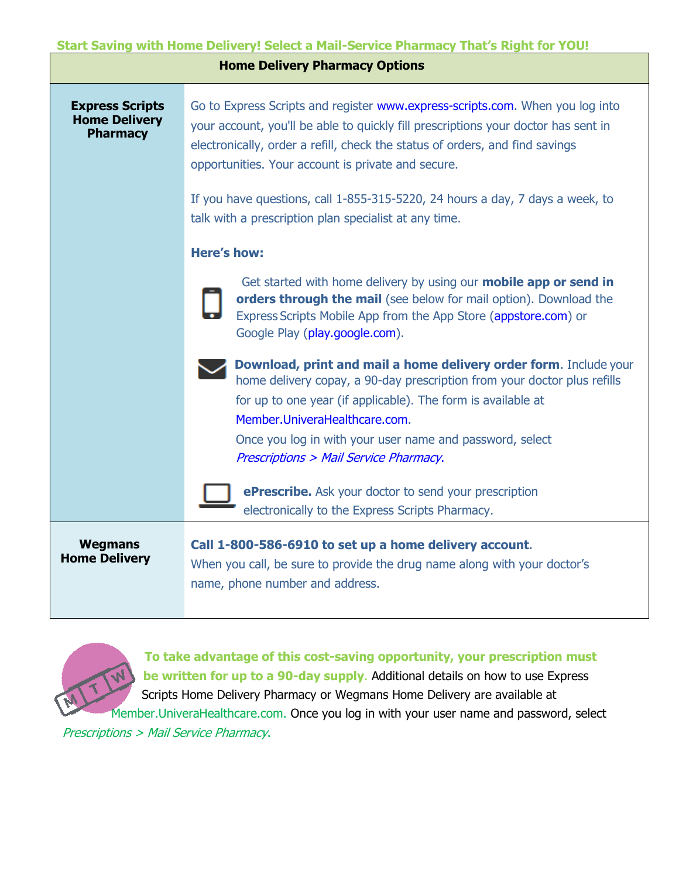**Start Saving with Home Delivery! Select a Mail-Service Pharmacy That's Right for YOU!**

| Home Delivery Pharmacy Options | |
|---|---|
| **Express Scripts Home Delivery Pharmacy** | Go to Express Scripts and register www.express-scripts.com. When you log into your account, you'll be able to quickly fill prescriptions your doctor has sent in electronically, order a refill, check the status of orders, and find savings opportunities. Your account is private and secure.<br><br>If you have questions, call 1-855-315-5220, 24 hours a day, 7 days a week, to talk with a prescription plan specialist at any time.<br><br>**Here's how:**<br><br>Get started with home delivery by using our **mobile app or send in orders through the mail** (see below for mail option). Download the Express Scripts Mobile App from the App Store (appstore.com) or Google Play (play.google.com).<br><br>**Download, print and mail a home delivery order form**. Include your home delivery copay, a 90-day prescription from your doctor plus refills for up to one year (if applicable). The form is available at Member.UniveraHealthcare.com.<br>Once you log in with your user name and password, select *Prescriptions > Mail Service Pharmacy*.<br><br>**ePrescribe.** Ask your doctor to send your prescription electronically to the Express Scripts Pharmacy. |
| **Wegmans Home Delivery** | **Call 1-800-586-6910 to set up a home delivery account**.<br>When you call, be sure to provide the drug name along with your doctor's name, phone number and address. |

**To take advantage of this cost-saving opportunity, your prescription must be written for up to a 90-day supply**. Additional details on how to use Express Scripts Home Delivery Pharmacy or Wegmans Home Delivery are available at Member.UniveraHealthcare.com. Once you log in with your user name and password, select *Prescriptions > Mail Service Pharmacy*.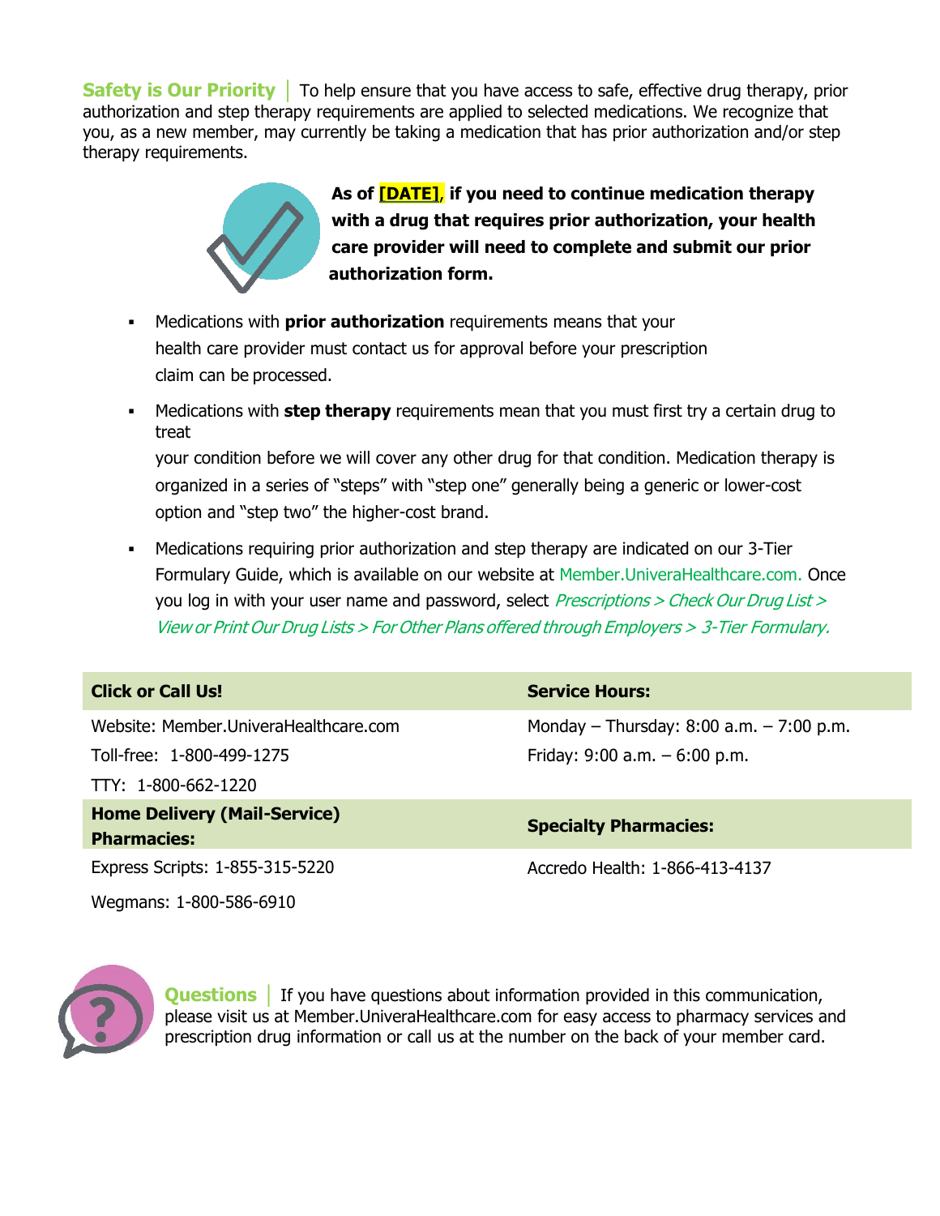**Safety is Our Priority** | To help ensure that you have access to safe, effective drug therapy, prior authorization and step therapy requirements are applied to selected medications. We recognize that you, as a new member, may currently be taking a medication that has prior authorization and/or step therapy requirements.

**As of [DATE], if you need to continue medication therapy with a drug that requires prior authorization, your health care provider will need to complete and submit our prior authorization form.**

- Medications with **prior authorization** requirements means that your health care provider must contact us for approval before your prescription claim can be processed.
- Medications with **step therapy** requirements mean that you must first try a certain drug to treat your condition before we will cover any other drug for that condition. Medication therapy is organized in a series of "steps" with "step one" generally being a generic or lower-cost option and "step two" the higher-cost brand.
- Medications requiring prior authorization and step therapy are indicated on our 3-Tier Formulary Guide, which is available on our website at Member.UniveraHealthcare.com. Once you log in with your user name and password, select *Prescriptions > Check Our Drug List > View or Print Our Drug Lists > For Other Plans offered through Employers > 3-Tier Formulary.*

| **Click or Call Us!** | **Service Hours:** |
|---|---|
| Website: Member.UniveraHealthcare.com<br>Toll-free: 1-800-499-1275<br>TTY: 1-800-662-1220 | Monday – Thursday: 8:00 a.m. – 7:00 p.m.<br>Friday: 9:00 a.m. – 6:00 p.m. |
| **Home Delivery (Mail-Service) Pharmacies:** | **Specialty Pharmacies:** |
| Express Scripts: 1-855-315-5220<br>Wegmans: 1-800-586-6910 | Accredo Health: 1-866-413-4137 |

**Questions** | If you have questions about information provided in this communication, please visit us at Member.UniveraHealthcare.com for easy access to pharmacy services and prescription drug information or call us at the number on the back of your member card.